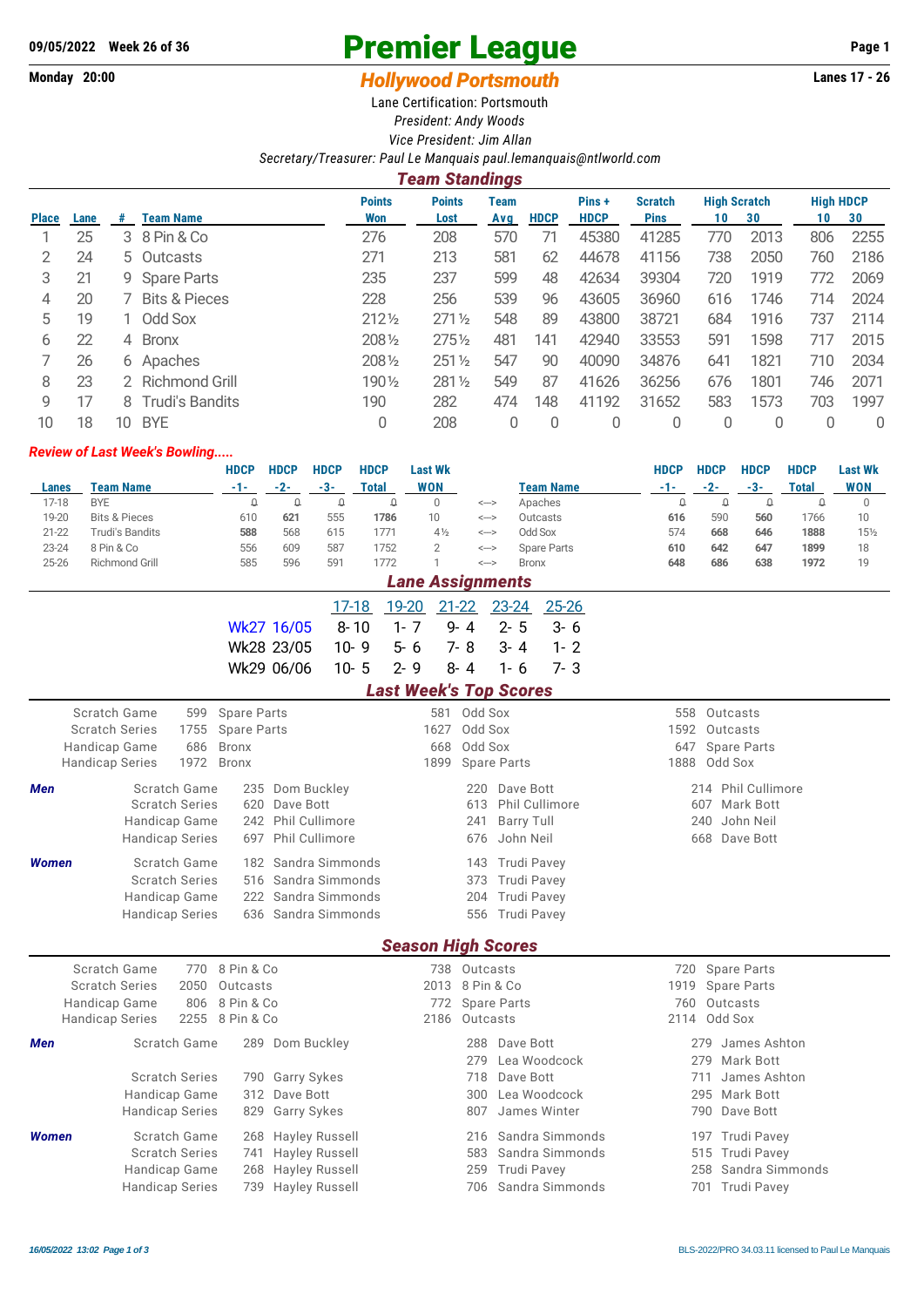**09/05/2022 Week 26 of 36**

# Premier League

**Monday 20:00**

## *Hollywood Portsmouth*

**Lanes 17 - 26**

Lane Certification: Portsmouth

*President: Andy Woods*

*Vice President: Jim Allan*

*Secretary/Treasurer: Paul Le Manquais paul.lemanquais@ntlworld.com*

### *Team Standings*

| Place | Lane | # | Team Name | Points Won | Points Lost | Team Avg | HDCP | Pins + HDCP | Scratch Pins | High Scratch 10 | High Scratch 30 | High HDCP 10 | High HDCP 30 |
|---|---|---|---|---|---|---|---|---|---|---|---|---|---|
| 1 | 25 | 3 | 8 Pin & Co | 276 | 208 | 570 | 71 | 45380 | 41285 | 770 | 2013 | 806 | 2255 |
| 2 | 24 | 5 | Outcasts | 271 | 213 | 581 | 62 | 44678 | 41156 | 738 | 2050 | 760 | 2186 |
| 3 | 21 | 9 | Spare Parts | 235 | 237 | 599 | 48 | 42634 | 39304 | 720 | 1919 | 772 | 2069 |
| 4 | 20 | 7 | Bits & Pieces | 228 | 256 | 539 | 96 | 43605 | 36960 | 616 | 1746 | 714 | 2024 |
| 5 | 19 | 1 | Odd Sox | 212½ | 271½ | 548 | 89 | 43800 | 38721 | 684 | 1916 | 737 | 2114 |
| 6 | 22 | 4 | Bronx | 208½ | 275½ | 481 | 141 | 42940 | 33553 | 591 | 1598 | 717 | 2015 |
| 7 | 26 | 6 | Apaches | 208½ | 251½ | 547 | 90 | 40090 | 34876 | 641 | 1821 | 710 | 2034 |
| 8 | 23 | 2 | Richmond Grill | 190½ | 281½ | 549 | 87 | 41626 | 36256 | 676 | 1801 | 746 | 2071 |
| 9 | 17 | 8 | Trudi's Bandits | 190 | 282 | 474 | 148 | 41192 | 31652 | 583 | 1573 | 703 | 1997 |
| 10 | 18 | 10 | BYE | 0 | 208 | 0 | 0 | 0 | 0 | 0 | 0 | 0 | 0 |

*Review of Last Week's Bowling.....*

| Lanes | Team Name | HDCP -1- | HDCP -2- | HDCP -3- | HDCP Total | Last Wk WON | | Team Name | HDCP -1- | HDCP -2- | HDCP -3- | HDCP Total | Last Wk WON |
|---|---|---|---|---|---|---|---|---|---|---|---|---|---|
| 17-18 | BYE | 0 | 0 | 0 | 0 | 0 | <---> | Apaches | 0 | 0 | 0 | 0 | 0 |
| 19-20 | Bits & Pieces | 610 | **621** | 555 | **1786** | 10 | <---> | Outcasts | **616** | 590 | **560** | 1766 | 10 |
| 21-22 | Trudi's Bandits | **588** | 568 | 615 | 1771 | 4½ | <---> | Odd Sox | 574 | **668** | **646** | **1888** | 15½ |
| 23-24 | 8 Pin & Co | 556 | 609 | 587 | 1752 | 2 | <---> | Spare Parts | **610** | **642** | **647** | **1899** | 18 |
| 25-26 | Richmond Grill | 585 | 596 | 591 | 1772 | 1 | <---> | Bronx | **648** | **686** | **638** | **1972** | 19 |

### *Lane Assignments*

| | 17-18 | 19-20 | 21-22 | 23-24 | 25-26 |
|---|---|---|---|---|---|
| Wk27 16/05 | 8- 10 | 1- 7 | 9- 4 | 2- 5 | 3- 6 |
| Wk28 23/05 | 10- 9 | 5- 6 | 7- 8 | 3- 4 | 1- 2 |
| Wk29 06/06 | 10- 5 | 2- 9 | 8- 4 | 1- 6 | 7- 3 |

### *Last Week's Top Scores*

| | | | | | | |
|---|---|---|---|---|---|---|
| Scratch Game | 599 | Spare Parts | 581 | Odd Sox | 558 | Outcasts |
| Scratch Series | 1755 | Spare Parts | 1627 | Odd Sox | 1592 | Outcasts |
| Handicap Game | 686 | Bronx | 668 | Odd Sox | 647 | Spare Parts |
| Handicap Series | 1972 | Bronx | 1899 | Spare Parts | 1888 | Odd Sox |

| | | | | | | | |
|---|---|---|---|---|---|---|---|
| ***Men*** | Scratch Game | 235 | Dom Buckley | 220 | Dave Bott | 214 | Phil Cullimore |
| | Scratch Series | 620 | Dave Bott | 613 | Phil Cullimore | 607 | Mark Bott |
| | Handicap Game | 242 | Phil Cullimore | 241 | Barry Tull | 240 | John Neil |
| | Handicap Series | 697 | Phil Cullimore | 676 | John Neil | 668 | Dave Bott |
| ***Women*** | Scratch Game | 182 | Sandra Simmonds | 143 | Trudi Pavey | | |
| | Scratch Series | 516 | Sandra Simmonds | 373 | Trudi Pavey | | |
| | Handicap Game | 222 | Sandra Simmonds | 204 | Trudi Pavey | | |
| | Handicap Series | 636 | Sandra Simmonds | 556 | Trudi Pavey | | |

### *Season High Scores*

| | | | | | | |
|---|---|---|---|---|---|---|
| Scratch Game | 770 | 8 Pin & Co | 738 | Outcasts | 720 | Spare Parts |
| Scratch Series | 2050 | Outcasts | 2013 | 8 Pin & Co | 1919 | Spare Parts |
| Handicap Game | 806 | 8 Pin & Co | 772 | Spare Parts | 760 | Outcasts |
| Handicap Series | 2255 | 8 Pin & Co | 2186 | Outcasts | 2114 | Odd Sox |

| | | | | | | | |
|---|---|---|---|---|---|---|---|
| ***Men*** | Scratch Game | 289 | Dom Buckley | 288 | Dave Bott | 279 | James Ashton |
| | | | | 279 | Lea Woodcock | 279 | Mark Bott |
| | Scratch Series | 790 | Garry Sykes | 718 | Dave Bott | 711 | James Ashton |
| | Handicap Game | 312 | Dave Bott | 300 | Lea Woodcock | 295 | Mark Bott |
| | Handicap Series | 829 | Garry Sykes | 807 | James Winter | 790 | Dave Bott |
| ***Women*** | Scratch Game | 268 | Hayley Russell | 216 | Sandra Simmonds | 197 | Trudi Pavey |
| | Scratch Series | 741 | Hayley Russell | 583 | Sandra Simmonds | 515 | Trudi Pavey |
| | Handicap Game | 268 | Hayley Russell | 259 | Trudi Pavey | 258 | Sandra Simmonds |
| | Handicap Series | 739 | Hayley Russell | 706 | Sandra Simmonds | 701 | Trudi Pavey |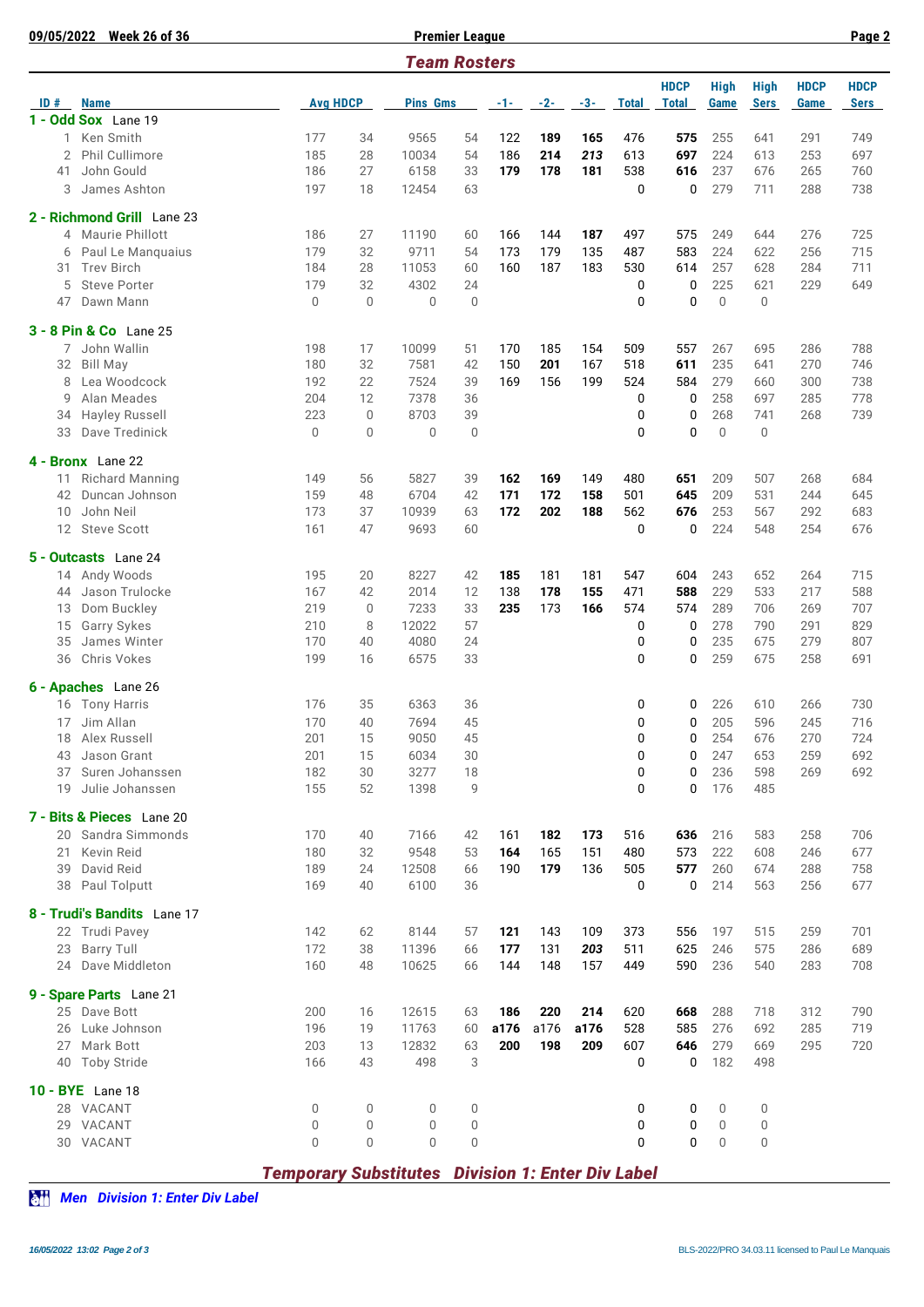09/05/2022 Week 26 of 36 — Premier League

## Team Rosters

| ID # | Name | Avg | HDCP | Pins | Gms | -1- | -2- | -3- | Total | HDCP Total | High Game | High Sers | HDCP Game | HDCP Sers |
|---|---|---|---|---|---|---|---|---|---|---|---|---|---|---|
| **1 - Odd Sox** Lane 19 | | | | | | | | | | | | | | |
| 1 | Ken Smith | 177 | 34 | 9565 | 54 | 122 | **189** | **165** | 476 | **575** | 255 | 641 | 291 | 749 |
| 2 | Phil Cullimore | 185 | 28 | 10034 | 54 | 186 | **214** | ***213*** | 613 | **697** | 224 | 613 | 253 | 697 |
| 41 | John Gould | 186 | 27 | 6158 | 33 | **179** | **178** | **181** | 538 | **616** | 237 | 676 | 265 | 760 |
| 3 | James Ashton | 197 | 18 | 12454 | 63 | | | | 0 | 0 | 279 | 711 | 288 | 738 |
| **2 - Richmond Grill** Lane 23 | | | | | | | | | | | | | | |
| 4 | Maurie Phillott | 186 | 27 | 11190 | 60 | 166 | 144 | **187** | 497 | 575 | 249 | 644 | 276 | 725 |
| 6 | Paul Le Manquaius | 179 | 32 | 9711 | 54 | 173 | 179 | 135 | 487 | 583 | 224 | 622 | 256 | 715 |
| 31 | Trev Birch | 184 | 28 | 11053 | 60 | 160 | 187 | 183 | 530 | 614 | 257 | 628 | 284 | 711 |
| 5 | Steve Porter | 179 | 32 | 4302 | 24 | | | | 0 | 0 | 225 | 621 | 229 | 649 |
| 47 | Dawn Mann | 0 | 0 | 0 | 0 | | | | 0 | 0 | 0 | 0 | | |
| **3 - 8 Pin & Co** Lane 25 | | | | | | | | | | | | | | |
| 7 | John Wallin | 198 | 17 | 10099 | 51 | 170 | 185 | 154 | 509 | 557 | 267 | 695 | 286 | 788 |
| 32 | Bill May | 180 | 32 | 7581 | 42 | 150 | **201** | 167 | 518 | **611** | 235 | 641 | 270 | 746 |
| 8 | Lea Woodcock | 192 | 22 | 7524 | 39 | 169 | 156 | 199 | 524 | 584 | 279 | 660 | 300 | 738 |
| 9 | Alan Meades | 204 | 12 | 7378 | 36 | | | | 0 | 0 | 258 | 697 | 285 | 778 |
| 34 | Hayley Russell | 223 | 0 | 8703 | 39 | | | | 0 | 0 | 268 | 741 | 268 | 739 |
| 33 | Dave Tredinick | 0 | 0 | 0 | 0 | | | | 0 | 0 | 0 | 0 | | |
| **4 - Bronx** Lane 22 | | | | | | | | | | | | | | |
| 11 | Richard Manning | 149 | 56 | 5827 | 39 | **162** | **169** | 149 | 480 | **651** | 209 | 507 | 268 | 684 |
| 42 | Duncan Johnson | 159 | 48 | 6704 | 42 | **171** | **172** | **158** | 501 | **645** | 209 | 531 | 244 | 645 |
| 10 | John Neil | 173 | 37 | 10939 | 63 | **172** | **202** | **188** | 562 | **676** | 253 | 567 | 292 | 683 |
| 12 | Steve Scott | 161 | 47 | 9693 | 60 | | | | 0 | 0 | 224 | 548 | 254 | 676 |
| **5 - Outcasts** Lane 24 | | | | | | | | | | | | | | |
| 14 | Andy Woods | 195 | 20 | 8227 | 42 | **185** | 181 | 181 | 547 | 604 | 243 | 652 | 264 | 715 |
| 44 | Jason Trulocke | 167 | 42 | 2014 | 12 | 138 | **178** | **155** | 471 | **588** | 229 | 533 | 217 | 588 |
| 13 | Dom Buckley | 219 | 0 | 7233 | 33 | **235** | 173 | **166** | 574 | 574 | 289 | 706 | 269 | 707 |
| 15 | Garry Sykes | 210 | 8 | 12022 | 57 | | | | 0 | 0 | 278 | 790 | 291 | 829 |
| 35 | James Winter | 170 | 40 | 4080 | 24 | | | | 0 | 0 | 235 | 675 | 279 | 807 |
| 36 | Chris Vokes | 199 | 16 | 6575 | 33 | | | | 0 | 0 | 259 | 675 | 258 | 691 |
| **6 - Apaches** Lane 26 | | | | | | | | | | | | | | |
| 16 | Tony Harris | 176 | 35 | 6363 | 36 | | | | 0 | 0 | 226 | 610 | 266 | 730 |
| 17 | Jim Allan | 170 | 40 | 7694 | 45 | | | | 0 | 0 | 205 | 596 | 245 | 716 |
| 18 | Alex Russell | 201 | 15 | 9050 | 45 | | | | 0 | 0 | 254 | 676 | 270 | 724 |
| 43 | Jason Grant | 201 | 15 | 6034 | 30 | | | | 0 | 0 | 247 | 653 | 259 | 692 |
| 37 | Suren Johanssen | 182 | 30 | 3277 | 18 | | | | 0 | 0 | 236 | 598 | 269 | 692 |
| 19 | Julie Johanssen | 155 | 52 | 1398 | 9 | | | | 0 | 0 | 176 | 485 | | |
| **7 - Bits & Pieces** Lane 20 | | | | | | | | | | | | | | |
| 20 | Sandra Simmonds | 170 | 40 | 7166 | 42 | 161 | **182** | **173** | 516 | **636** | 216 | 583 | 258 | 706 |
| 21 | Kevin Reid | 180 | 32 | 9548 | 53 | **164** | 165 | 151 | 480 | 573 | 222 | 608 | 246 | 677 |
| 39 | David Reid | 189 | 24 | 12508 | 66 | 190 | **179** | 136 | 505 | **577** | 260 | 674 | 288 | 758 |
| 38 | Paul Tolputt | 169 | 40 | 6100 | 36 | | | | 0 | 0 | 214 | 563 | 256 | 677 |
| **8 - Trudi's Bandits** Lane 17 | | | | | | | | | | | | | | |
| 22 | Trudi Pavey | 142 | 62 | 8144 | 57 | **121** | 143 | 109 | 373 | 556 | 197 | 515 | 259 | 701 |
| 23 | Barry Tull | 172 | 38 | 11396 | 66 | **177** | 131 | ***203*** | 511 | 625 | 246 | 575 | 286 | 689 |
| 24 | Dave Middleton | 160 | 48 | 10625 | 66 | 144 | 148 | 157 | 449 | 590 | 236 | 540 | 283 | 708 |
| **9 - Spare Parts** Lane 21 | | | | | | | | | | | | | | |
| 25 | Dave Bott | 200 | 16 | 12615 | 63 | **186** | **220** | **214** | 620 | **668** | 288 | 718 | 312 | 790 |
| 26 | Luke Johnson | 196 | 19 | 11763 | 60 | **a176** | a176 | **a176** | 528 | 585 | 276 | 692 | 285 | 719 |
| 27 | Mark Bott | 203 | 13 | 12832 | 63 | **200** | **198** | **209** | 607 | **646** | 279 | 669 | 295 | 720 |
| 40 | Toby Stride | 166 | 43 | 498 | 3 | | | | 0 | 0 | 182 | 498 | | |
| **10 - BYE** Lane 18 | | | | | | | | | | | | | | |
| 28 | VACANT | 0 | 0 | 0 | 0 | | | | 0 | 0 | 0 | 0 | | |
| 29 | VACANT | 0 | 0 | 0 | 0 | | | | 0 | 0 | 0 | 0 | | |
| 30 | VACANT | 0 | 0 | 0 | 0 | | | | 0 | 0 | 0 | 0 | | |

## *Temporary Substitutes Division 1: Enter Div Label*

***Men Division 1: Enter Div Label***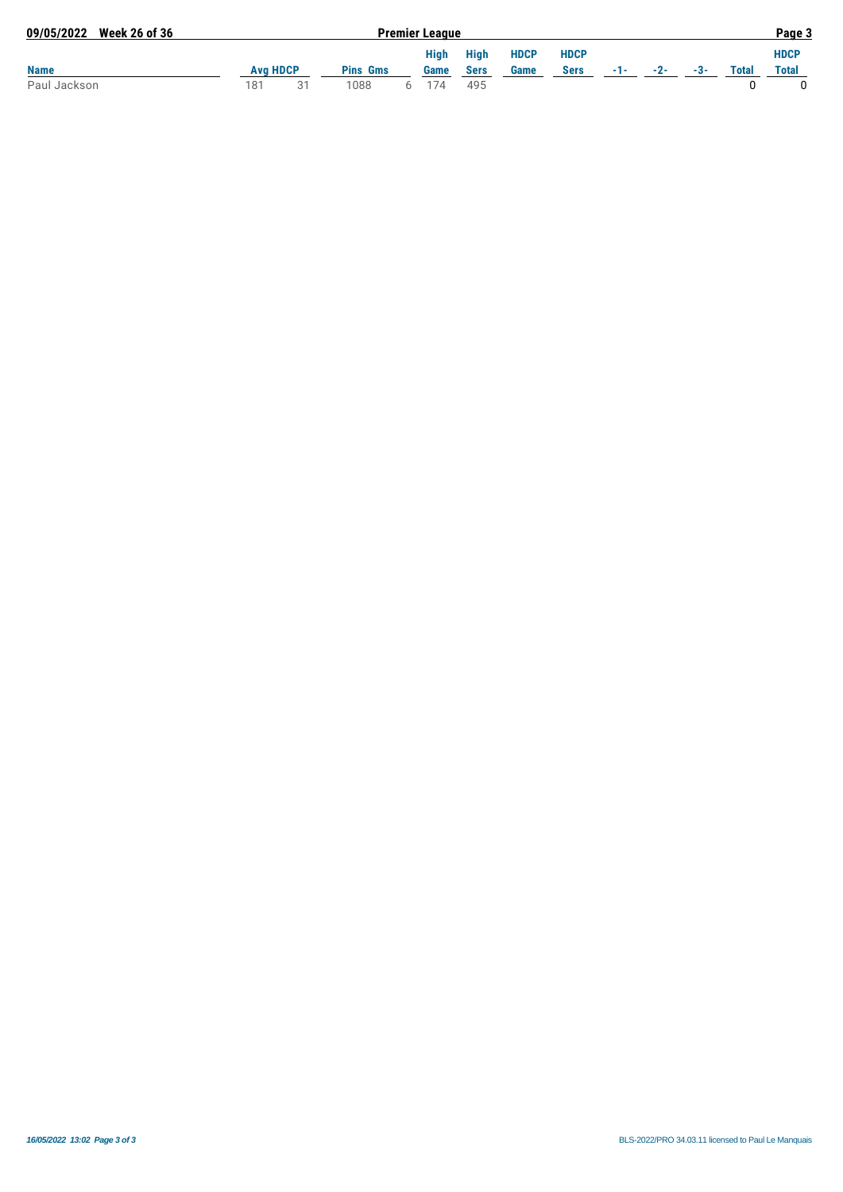| Name | Avg | HDCP | Pins | Gms | High Game | High Sers | HDCP Game | HDCP Sers | -1- | -2- | -3- | Total | HDCP Total |
|---|---|---|---|---|---|---|---|---|---|---|---|---|---|
| Paul Jackson | 181 | 31 | 1088 | 6 | 174 | 495 | | | | | | 0 | 0 |